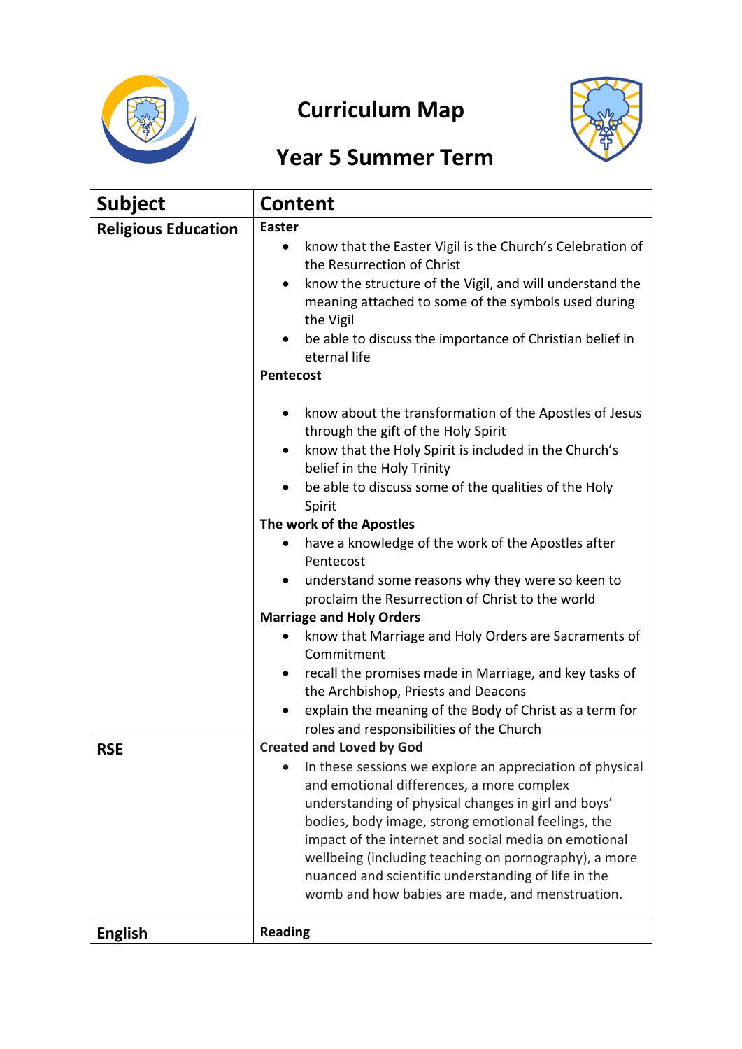# Curriculum Map

## Year 5 Summer Term

| Subject | Content |
|---|---|
| **Religious Education** | **Easter**<br>• know that the Easter Vigil is the Church's Celebration of the Resurrection of Christ<br>• know the structure of the Vigil, and will understand the meaning attached to some of the symbols used during the Vigil<br>• be able to discuss the importance of Christian belief in eternal life<br>**Pentecost**<br>• know about the transformation of the Apostles of Jesus through the gift of the Holy Spirit<br>• know that the Holy Spirit is included in the Church's belief in the Holy Trinity<br>• be able to discuss some of the qualities of the Holy Spirit<br>**The work of the Apostles**<br>• have a knowledge of the work of the Apostles after Pentecost<br>• understand some reasons why they were so keen to proclaim the Resurrection of Christ to the world<br>**Marriage and Holy Orders**<br>• know that Marriage and Holy Orders are Sacraments of Commitment<br>• recall the promises made in Marriage, and key tasks of the Archbishop, Priests and Deacons<br>• explain the meaning of the Body of Christ as a term for roles and responsibilities of the Church |
| **RSE** | **Created and Loved by God**<br>• In these sessions we explore an appreciation of physical and emotional differences, a more complex understanding of physical changes in girl and boys' bodies, body image, strong emotional feelings, the impact of the internet and social media on emotional wellbeing (including teaching on pornography), a more nuanced and scientific understanding of life in the womb and how babies are made, and menstruation. |
| **English** | **Reading** |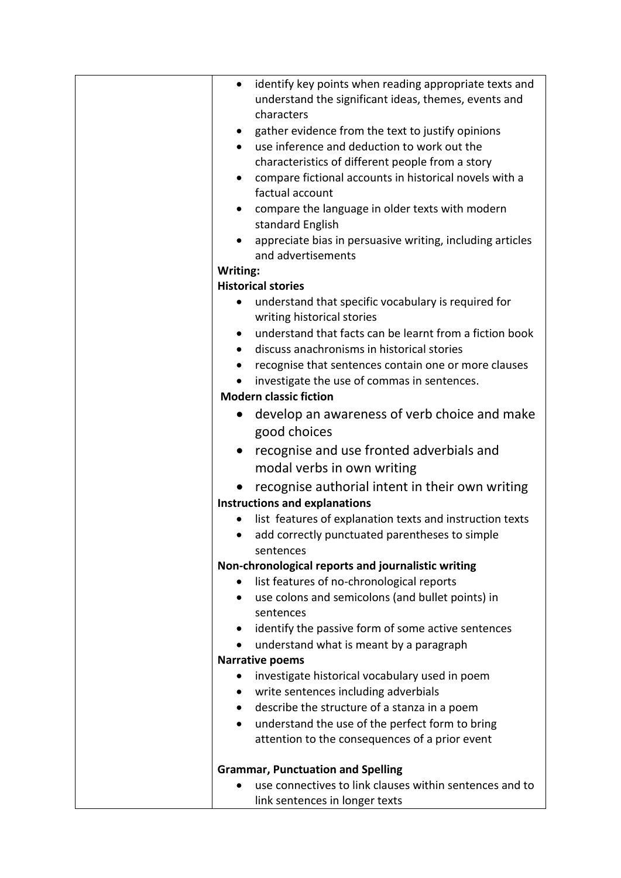| | |
|---|---|
| | <ul><li>identify key points when reading appropriate texts and understand the significant ideas, themes, events and characters</li><li>gather evidence from the text to justify opinions</li><li>use inference and deduction to work out the characteristics of different people from a story</li><li>compare fictional accounts in historical novels with a factual account</li><li>compare the language in older texts with modern standard English</li><li>appreciate bias in persuasive writing, including articles and advertisements</li></ul>**Writing:**<br>**Historical stories**<ul><li>understand that specific vocabulary is required for writing historical stories</li><li>understand that facts can be learnt from a fiction book</li><li>discuss anachronisms in historical stories</li><li>recognise that sentences contain one or more clauses</li><li>investigate the use of commas in sentences.</li></ul>**Modern classic fiction**<ul><li>develop an awareness of verb choice and make good choices</li><li>recognise and use fronted adverbials and modal verbs in own writing</li><li>recognise authorial intent in their own writing</li></ul>**Instructions and explanations**<ul><li>list features of explanation texts and instruction texts</li><li>add correctly punctuated parentheses to simple sentences</li></ul>**Non-chronological reports and journalistic writing**<ul><li>list features of no-chronological reports</li><li>use colons and semicolons (and bullet points) in sentences</li><li>identify the passive form of some active sentences</li><li>understand what is meant by a paragraph</li></ul>**Narrative poems**<ul><li>investigate historical vocabulary used in poem</li><li>write sentences including adverbials</li><li>describe the structure of a stanza in a poem</li><li>understand the use of the perfect form to bring attention to the consequences of a prior event</li></ul>**Grammar, Punctuation and Spelling**<ul><li>use connectives to link clauses within sentences and to link sentences in longer texts</li></ul> |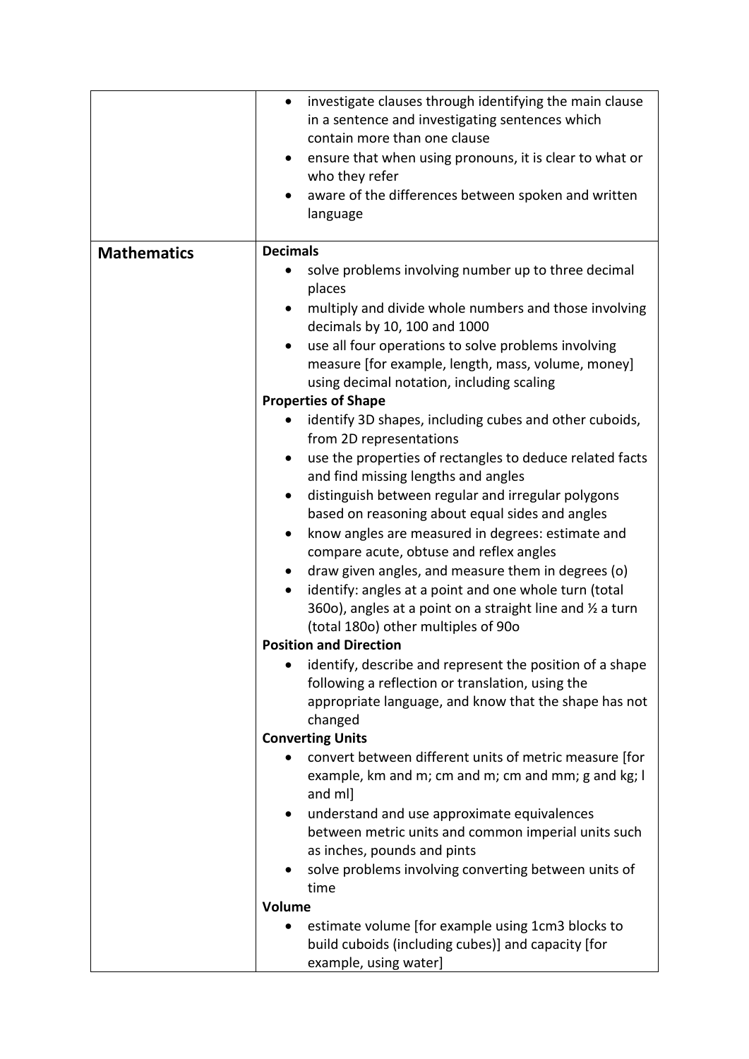| | |
|---|---|
| | • investigate clauses through identifying the main clause in a sentence and investigating sentences which contain more than one clause<br>• ensure that when using pronouns, it is clear to what or who they refer<br>• aware of the differences between spoken and written language |
| **Mathematics** | **Decimals**<br>• solve problems involving number up to three decimal places<br>• multiply and divide whole numbers and those involving decimals by 10, 100 and 1000<br>• use all four operations to solve problems involving measure [for example, length, mass, volume, money] using decimal notation, including scaling<br>**Properties of Shape**<br>• identify 3D shapes, including cubes and other cuboids, from 2D representations<br>• use the properties of rectangles to deduce related facts and find missing lengths and angles<br>• distinguish between regular and irregular polygons based on reasoning about equal sides and angles<br>• know angles are measured in degrees: estimate and compare acute, obtuse and reflex angles<br>• draw given angles, and measure them in degrees (o)<br>• identify: angles at a point and one whole turn (total 360o), angles at a point on a straight line and ½ a turn (total 180o) other multiples of 90o<br>**Position and Direction**<br>• identify, describe and represent the position of a shape following a reflection or translation, using the appropriate language, and know that the shape has not changed<br>**Converting Units**<br>• convert between different units of metric measure [for example, km and m; cm and m; cm and mm; g and kg; l and ml]<br>• understand and use approximate equivalences between metric units and common imperial units such as inches, pounds and pints<br>• solve problems involving converting between units of time<br>**Volume**<br>• estimate volume [for example using 1cm3 blocks to build cuboids (including cubes)] and capacity [for example, using water] |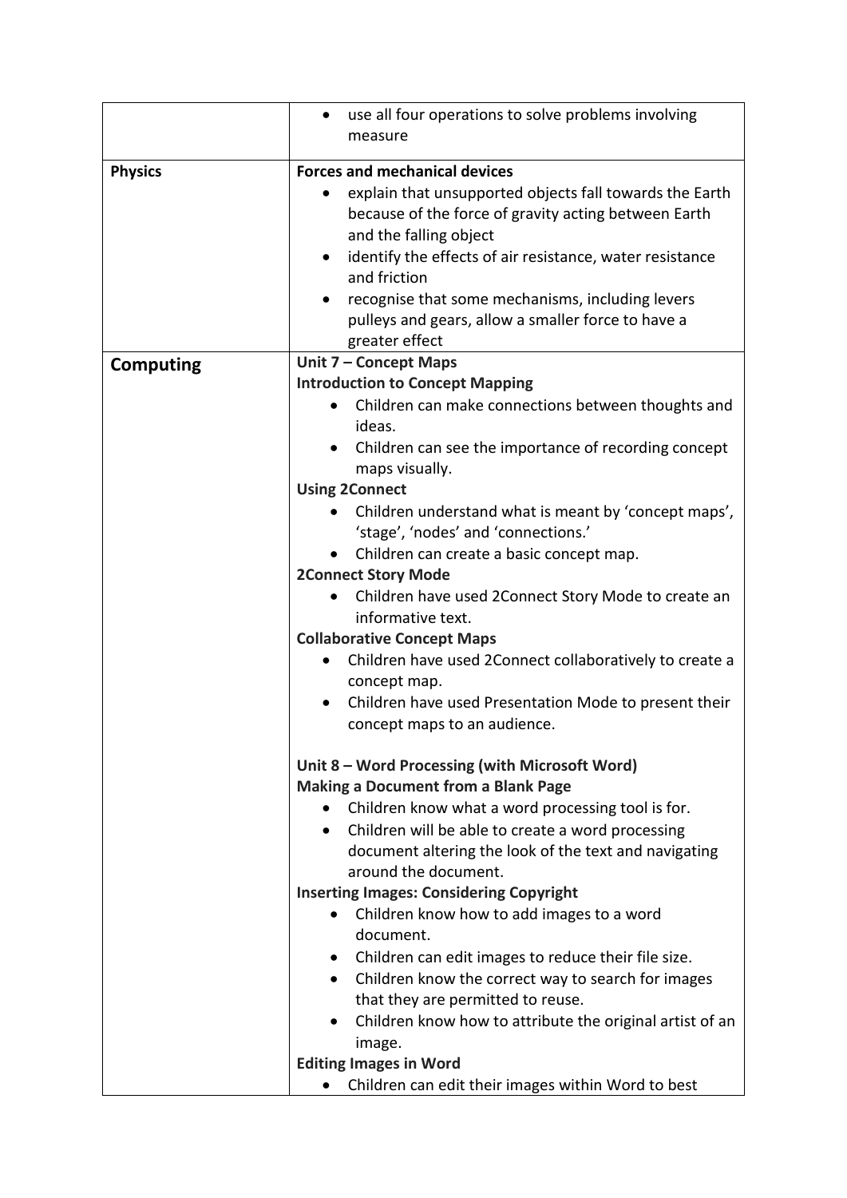| | |
|---|---|
| | • use all four operations to solve problems involving measure |
| **Physics** | **Forces and mechanical devices**<br>• explain that unsupported objects fall towards the Earth because of the force of gravity acting between Earth and the falling object<br>• identify the effects of air resistance, water resistance and friction<br>• recognise that some mechanisms, including levers pulleys and gears, allow a smaller force to have a greater effect |
| **Computing** | **Unit 7 – Concept Maps**<br>**Introduction to Concept Mapping**<br>• Children can make connections between thoughts and ideas.<br>• Children can see the importance of recording concept maps visually.<br>**Using 2Connect**<br>• Children understand what is meant by 'concept maps', 'stage', 'nodes' and 'connections.'<br>• Children can create a basic concept map.<br>**2Connect Story Mode**<br>• Children have used 2Connect Story Mode to create an informative text.<br>**Collaborative Concept Maps**<br>• Children have used 2Connect collaboratively to create a concept map.<br>• Children have used Presentation Mode to present their concept maps to an audience.<br><br>**Unit 8 – Word Processing (with Microsoft Word)**<br>**Making a Document from a Blank Page**<br>• Children know what a word processing tool is for.<br>• Children will be able to create a word processing document altering the look of the text and navigating around the document.<br>**Inserting Images: Considering Copyright**<br>• Children know how to add images to a word document.<br>• Children can edit images to reduce their file size.<br>• Children know the correct way to search for images that they are permitted to reuse.<br>• Children know how to attribute the original artist of an image.<br>**Editing Images in Word**<br>• Children can edit their images within Word to best |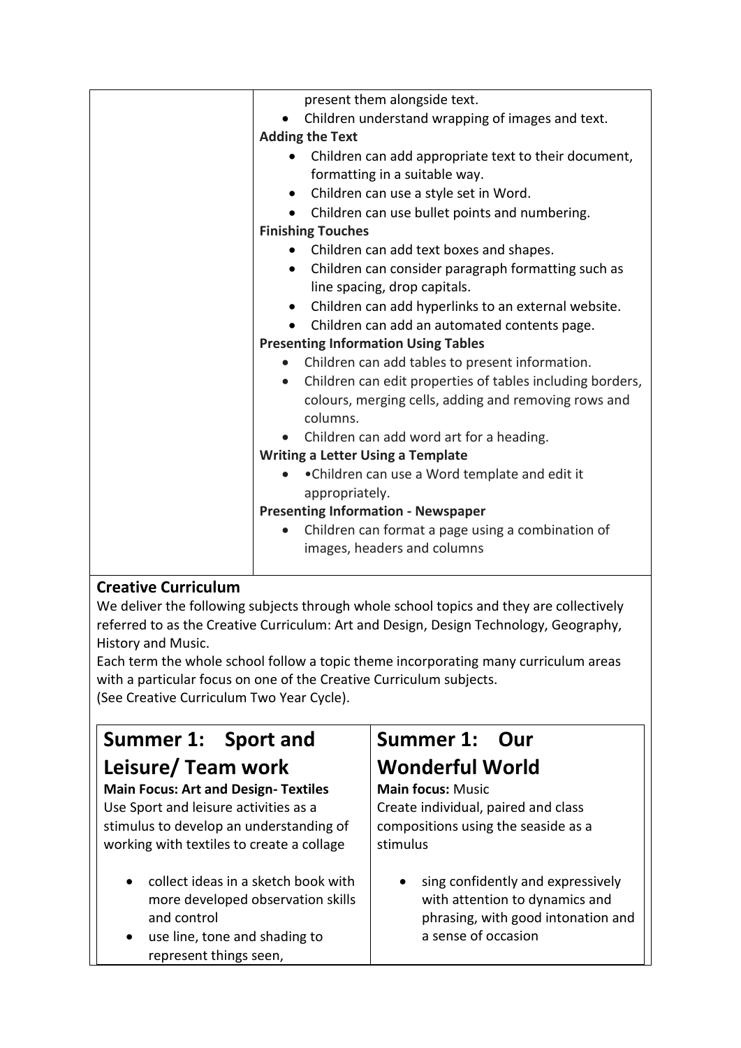| | present them alongside text.<br>• Children understand wrapping of images and text.<br>**Adding the Text**<br>• Children can add appropriate text to their document, formatting in a suitable way.<br>• Children can use a style set in Word.<br>• Children can use bullet points and numbering.<br>**Finishing Touches**<br>• Children can add text boxes and shapes.<br>• Children can consider paragraph formatting such as line spacing, drop capitals.<br>• Children can add hyperlinks to an external website.<br>• Children can add an automated contents page.<br>**Presenting Information Using Tables**<br>• Children can add tables to present information.<br>• Children can edit properties of tables including borders, colours, merging cells, adding and removing rows and columns.<br>• Children can add word art for a heading.<br>**Writing a Letter Using a Template**<br>• •Children can use a Word template and edit it appropriately.<br>**Presenting Information - Newspaper**<br>• Children can format a page using a combination of images, headers and columns |
|---|---|

**Creative Curriculum**

We deliver the following subjects through whole school topics and they are collectively referred to as the Creative Curriculum: Art and Design, Design Technology, Geography, History and Music.

Each term the whole school follow a topic theme incorporating many curriculum areas with a particular focus on one of the Creative Curriculum subjects.

(See Creative Curriculum Two Year Cycle).

| **Summer 1: Sport and Leisure/ Team work** | **Summer 1: Our Wonderful World** |
|---|---|
| **Main Focus: Art and Design- Textiles**<br>Use Sport and leisure activities as a stimulus to develop an understanding of working with textiles to create a collage<br><br>• collect ideas in a sketch book with more developed observation skills and control<br>• use line, tone and shading to represent things seen, | **Main focus:** Music<br>Create individual, paired and class compositions using the seaside as a stimulus<br><br>• sing confidently and expressively with attention to dynamics and phrasing, with good intonation and a sense of occasion |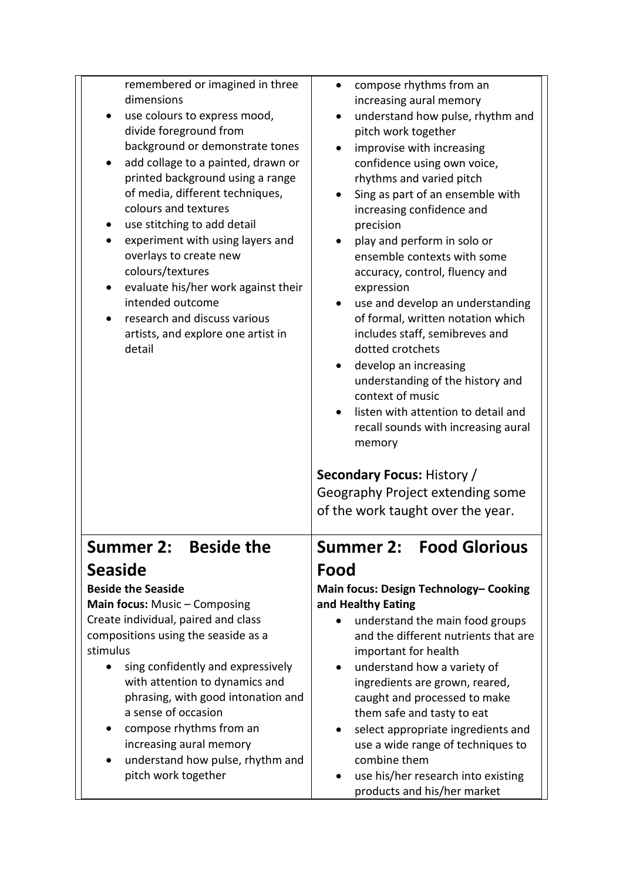| | |
|---|---|
| remembered or imagined in three dimensions<br>• use colours to express mood, divide foreground from background or demonstrate tones<br>• add collage to a painted, drawn or printed background using a range of media, different techniques, colours and textures<br>• use stitching to add detail<br>• experiment with using layers and overlays to create new colours/textures<br>• evaluate his/her work against their intended outcome<br>• research and discuss various artists, and explore one artist in detail | • compose rhythms from an increasing aural memory<br>• understand how pulse, rhythm and pitch work together<br>• improvise with increasing confidence using own voice, rhythms and varied pitch<br>• Sing as part of an ensemble with increasing confidence and precision<br>• play and perform in solo or ensemble contexts with some accuracy, control, fluency and expression<br>• use and develop an understanding of formal, written notation which includes staff, semibreves and dotted crotchets<br>• develop an increasing understanding of the history and context of music<br>• listen with attention to detail and recall sounds with increasing aural memory<br><br>**Secondary Focus:** History / Geography Project extending some of the work taught over the year. |
| **Summer 2: Beside the Seaside**<br><br>**Beside the Seaside**<br>**Main focus:** Music – Composing<br>Create individual, paired and class compositions using the seaside as a stimulus<br>• sing confidently and expressively with attention to dynamics and phrasing, with good intonation and a sense of occasion<br>• compose rhythms from an increasing aural memory<br>• understand how pulse, rhythm and pitch work together | **Summer 2: Food Glorious Food**<br><br>**Main focus: Design Technology– Cooking and Healthy Eating**<br>• understand the main food groups and the different nutrients that are important for health<br>• understand how a variety of ingredients are grown, reared, caught and processed to make them safe and tasty to eat<br>• select appropriate ingredients and use a wide range of techniques to combine them<br>• use his/her research into existing products and his/her market |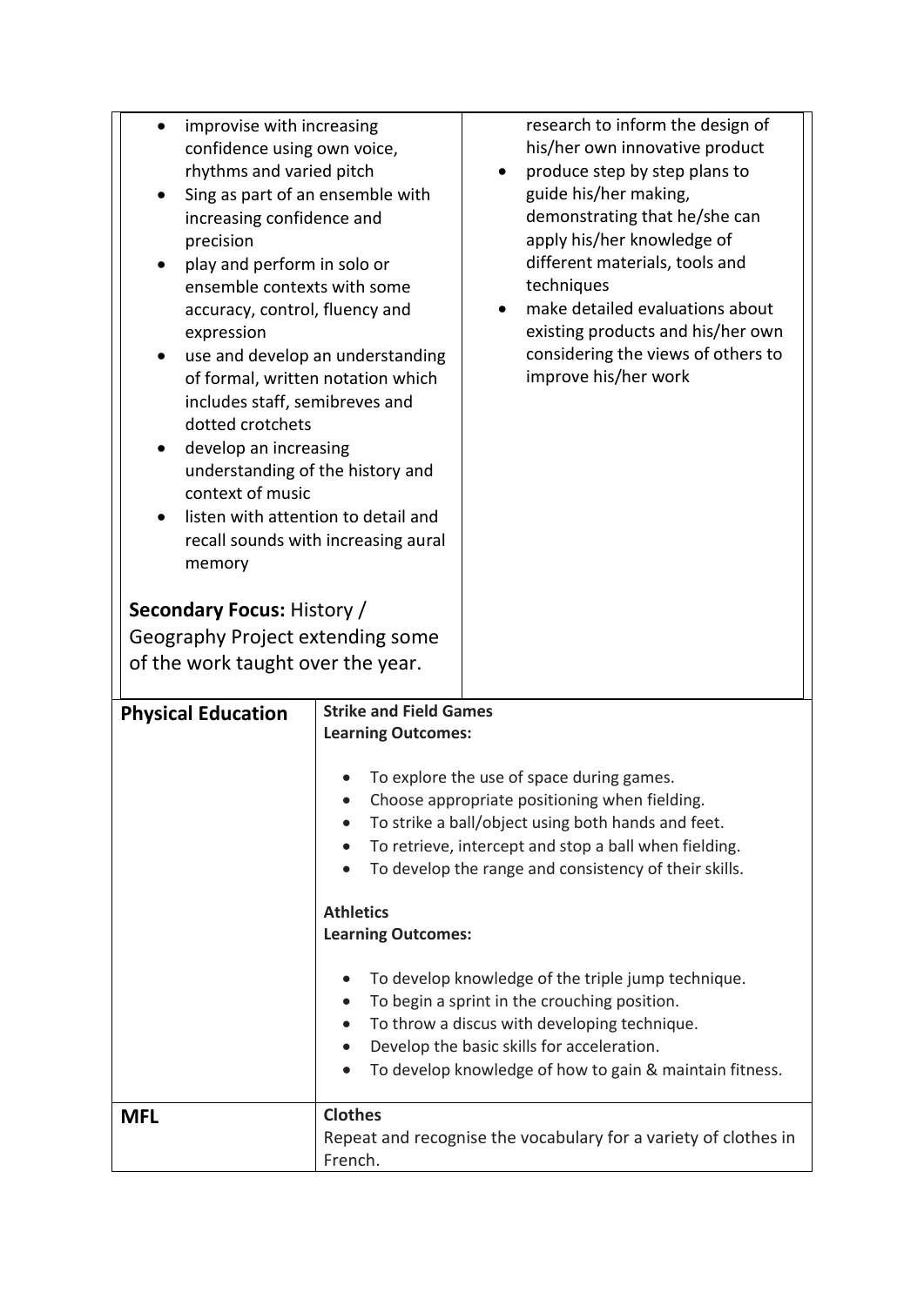| | | |
|---|---|---|
| • improvise with increasing confidence using own voice, rhythms and varied pitch<br>• Sing as part of an ensemble with increasing confidence and precision<br>• play and perform in solo or ensemble contexts with some accuracy, control, fluency and expression<br>• use and develop an understanding of formal, written notation which includes staff, semibreves and dotted crotchets<br>• develop an increasing understanding of the history and context of music<br>• listen with attention to detail and recall sounds with increasing aural memory<br><br>**Secondary Focus:** History / Geography Project extending some of the work taught over the year. | | research to inform the design of his/her own innovative product<br>• produce step by step plans to guide his/her making, demonstrating that he/she can apply his/her knowledge of different materials, tools and techniques<br>• make detailed evaluations about existing products and his/her own considering the views of others to improve his/her work |
| **Physical Education** | **Strike and Field Games**<br>**Learning Outcomes:**<br>• To explore the use of space during games.<br>• Choose appropriate positioning when fielding.<br>• To strike a ball/object using both hands and feet.<br>• To retrieve, intercept and stop a ball when fielding.<br>• To develop the range and consistency of their skills.<br><br>**Athletics**<br>**Learning Outcomes:**<br>• To develop knowledge of the triple jump technique.<br>• To begin a sprint in the crouching position.<br>• To throw a discus with developing technique.<br>• Develop the basic skills for acceleration.<br>• To develop knowledge of how to gain & maintain fitness. | |
| **MFL** | **Clothes**<br>Repeat and recognise the vocabulary for a variety of clothes in French. | |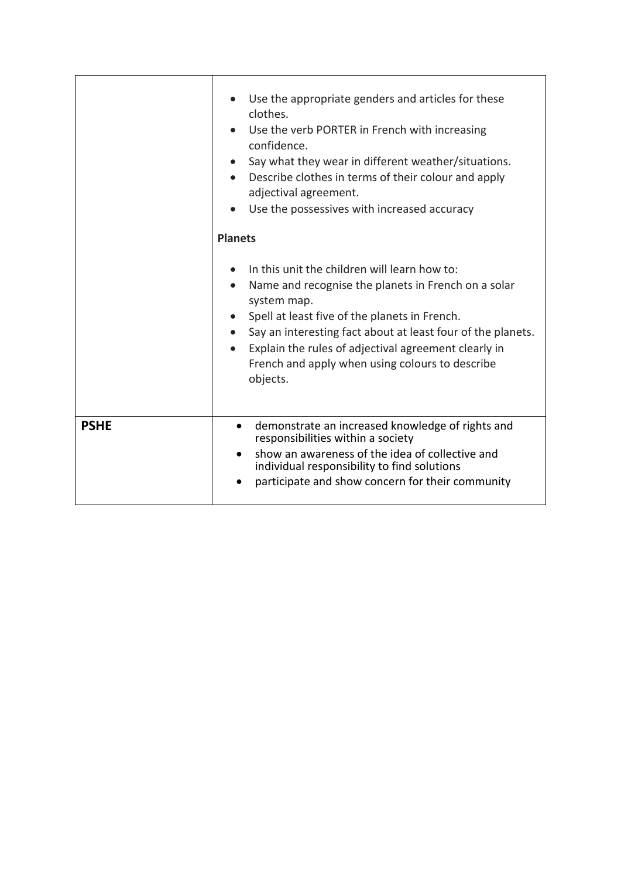| | |
|---|---|
| | • Use the appropriate genders and articles for these clothes.<br>• Use the verb PORTER in French with increasing confidence.<br>• Say what they wear in different weather/situations.<br>• Describe clothes in terms of their colour and apply adjectival agreement.<br>• Use the possessives with increased accuracy<br><br>**Planets**<br><br>• In this unit the children will learn how to:<br>• Name and recognise the planets in French on a solar system map.<br>• Spell at least five of the planets in French.<br>• Say an interesting fact about at least four of the planets.<br>• Explain the rules of adjectival agreement clearly in French and apply when using colours to describe objects. |
| **PSHE** | • demonstrate an increased knowledge of rights and responsibilities within a society<br>• show an awareness of the idea of collective and individual responsibility to find solutions<br>• participate and show concern for their community |